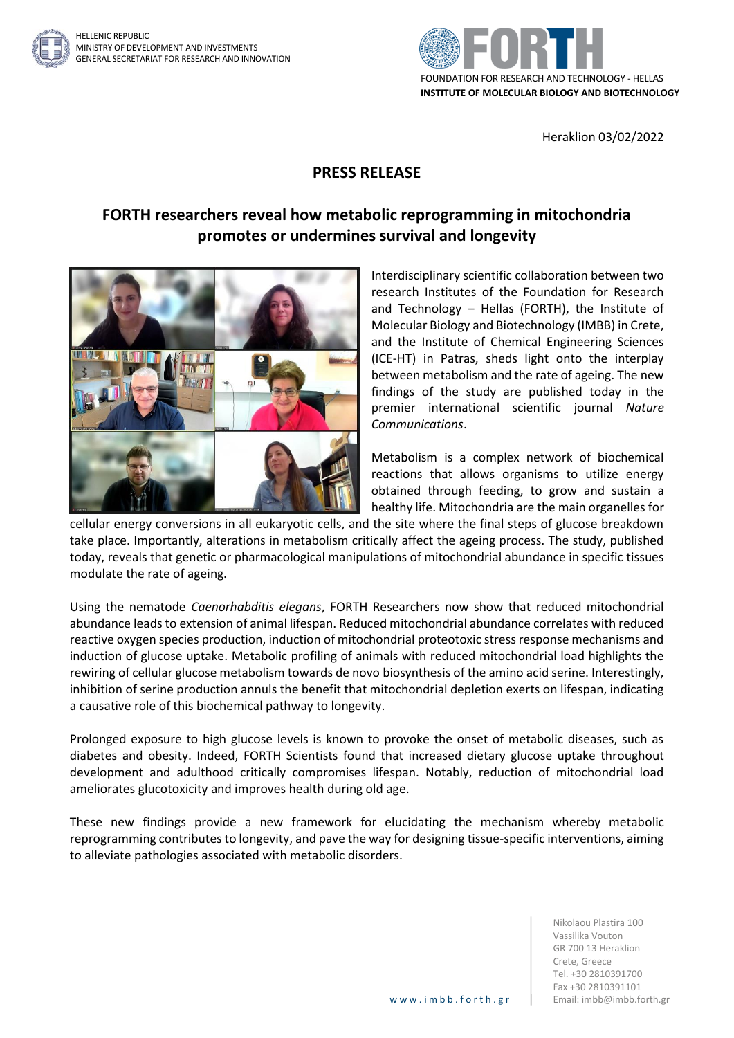HELLENIC REPUBLIC
MINISTRY OF DEVELOPMENT AND INVESTMENTS
GENERAL SECRETARIAT FOR RESEARCH AND INNOVATION

FOUNDATION FOR RESEARCH AND TECHNOLOGY - HELLAS
**INSTITUTE OF MOLECULAR BIOLOGY AND BIOTECHNOLOGY**

Heraklion 03/02/2022

# PRESS RELEASE

## FORTH researchers reveal how metabolic reprogramming in mitochondria promotes or undermines survival and longevity

Interdisciplinary scientific collaboration between two research Institutes of the Foundation for Research and Technology – Hellas (FORTH), the Institute of Molecular Biology and Biotechnology (IMBB) in Crete, and the Institute of Chemical Engineering Sciences (ICE-HT) in Patras, sheds light onto the interplay between metabolism and the rate of ageing. The new findings of the study are published today in the premier international scientific journal *Nature Communications*.

Metabolism is a complex network of biochemical reactions that allows organisms to utilize energy obtained through feeding, to grow and sustain a healthy life. Mitochondria are the main organelles for cellular energy conversions in all eukaryotic cells, and the site where the final steps of glucose breakdown take place. Importantly, alterations in metabolism critically affect the ageing process. The study, published today, reveals that genetic or pharmacological manipulations of mitochondrial abundance in specific tissues modulate the rate of ageing.

Using the nematode *Caenorhabditis elegans*, FORTH Researchers now show that reduced mitochondrial abundance leads to extension of animal lifespan. Reduced mitochondrial abundance correlates with reduced reactive oxygen species production, induction of mitochondrial proteotoxic stress response mechanisms and induction of glucose uptake. Metabolic profiling of animals with reduced mitochondrial load highlights the rewiring of cellular glucose metabolism towards de novo biosynthesis of the amino acid serine. Interestingly, inhibition of serine production annuls the benefit that mitochondrial depletion exerts on lifespan, indicating a causative role of this biochemical pathway to longevity.

Prolonged exposure to high glucose levels is known to provoke the onset of metabolic diseases, such as diabetes and obesity. Indeed, FORTH Scientists found that increased dietary glucose uptake throughout development and adulthood critically compromises lifespan. Notably, reduction of mitochondrial load ameliorates glucotoxicity and improves health during old age.

These new findings provide a new framework for elucidating the mechanism whereby metabolic reprogramming contributes to longevity, and pave the way for designing tissue-specific interventions, aiming to alleviate pathologies associated with metabolic disorders.

www.imbb.forth.gr

Nikolaou Plastira 100
Vassilika Vouton
GR 700 13 Heraklion
Crete, Greece
Tel. +30 2810391700
Fax +30 2810391101
Email: imbb@imbb.forth.gr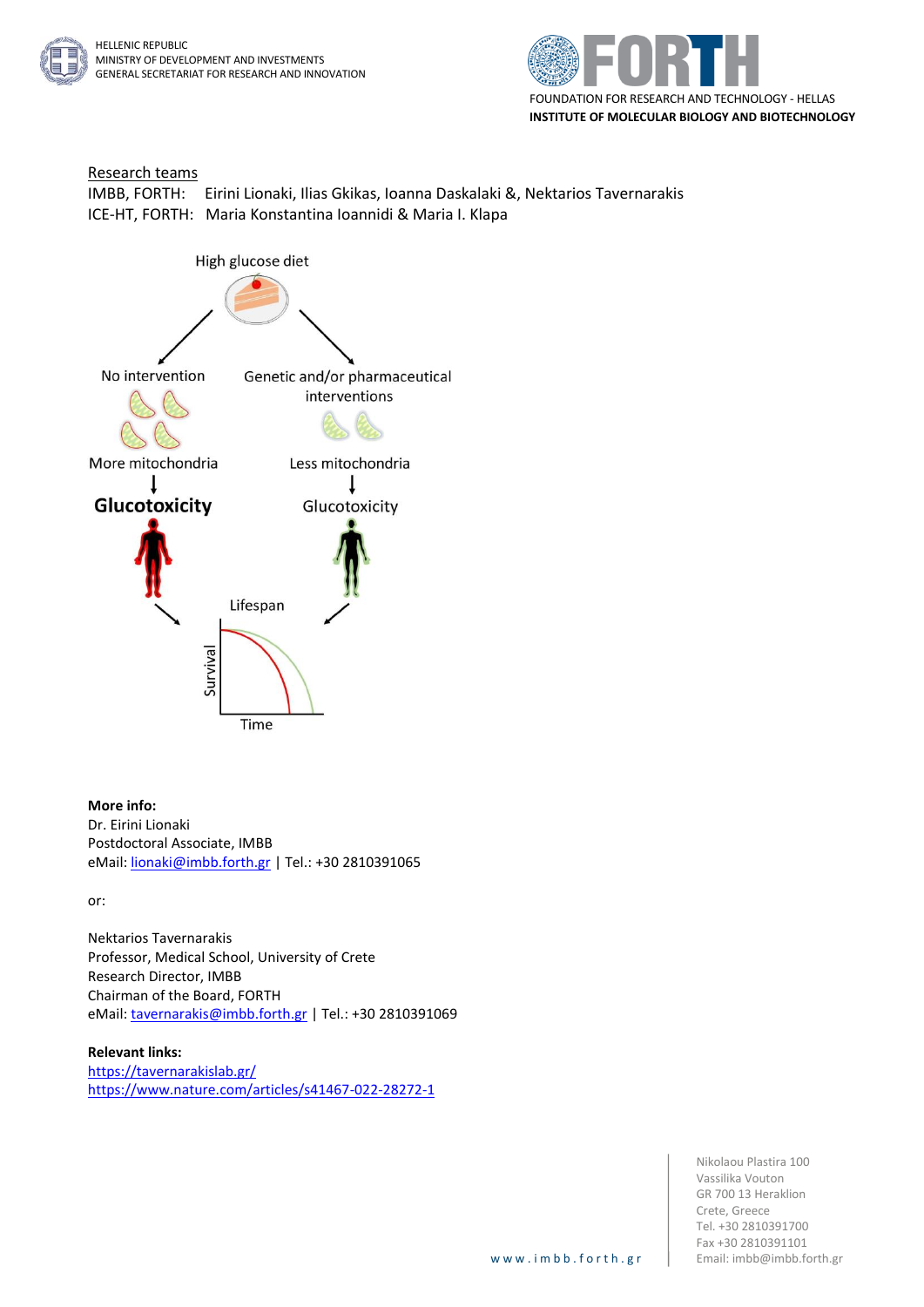Research teams

IMBB, FORTH: Eirini Lionaki, Ilias Gkikas, Ioanna Daskalaki &, Nektarios Tavernarakis

ICE-HT, FORTH: Maria Konstantina Ioannidi & Maria I. Klapa

High glucose diet

No intervention

Genetic and/or pharmaceutical interventions

More mitochondria

Less mitochondria

**Glucotoxicity**

Glucotoxicity

Lifespan

Survival

Time

**More info:**

Dr. Eirini Lionaki
Postdoctoral Associate, IMBB
eMail: lionaki@imbb.forth.gr | Tel.: +30 2810391065

or:

Nektarios Tavernarakis
Professor, Medical School, University of Crete
Research Director, IMBB
Chairman of the Board, FORTH
eMail: tavernarakis@imbb.forth.gr | Tel.: +30 2810391069

**Relevant links:**

https://tavernarakislab.gr/
https://www.nature.com/articles/s41467-022-28272-1